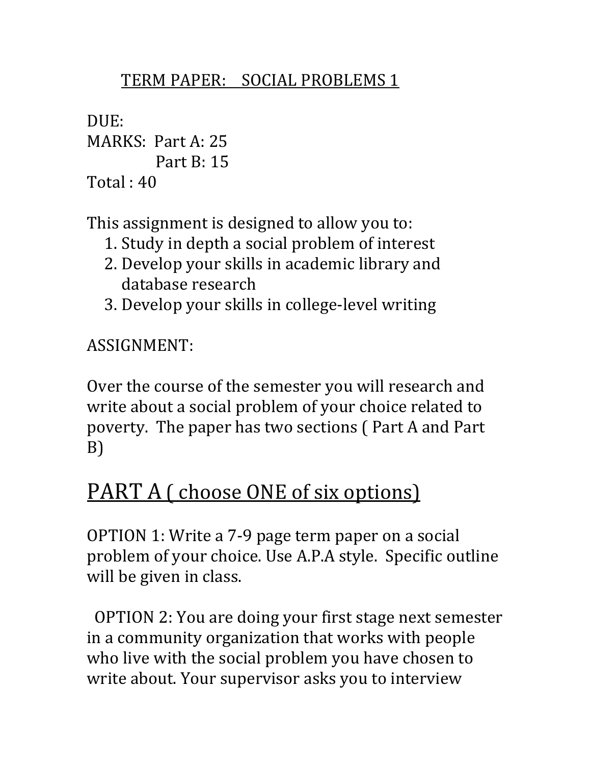# TERM PAPER: SOCIAL PROBLEMS 1

DUE:
MARKS: Part A: 25
Part B: 15
Total : 40

This assignment is designed to allow you to:

1. Study in depth a social problem of interest
2. Develop your skills in academic library and database research
3. Develop your skills in college-level writing

ASSIGNMENT:

Over the course of the semester you will research and write about a social problem of your choice related to poverty. The paper has two sections ( Part A and Part B)

## PART A ( choose ONE of six options)

OPTION 1: Write a 7-9 page term paper on a social problem of your choice. Use A.P.A style. Specific outline will be given in class.

OPTION 2: You are doing your first stage next semester in a community organization that works with people who live with the social problem you have chosen to write about. Your supervisor asks you to interview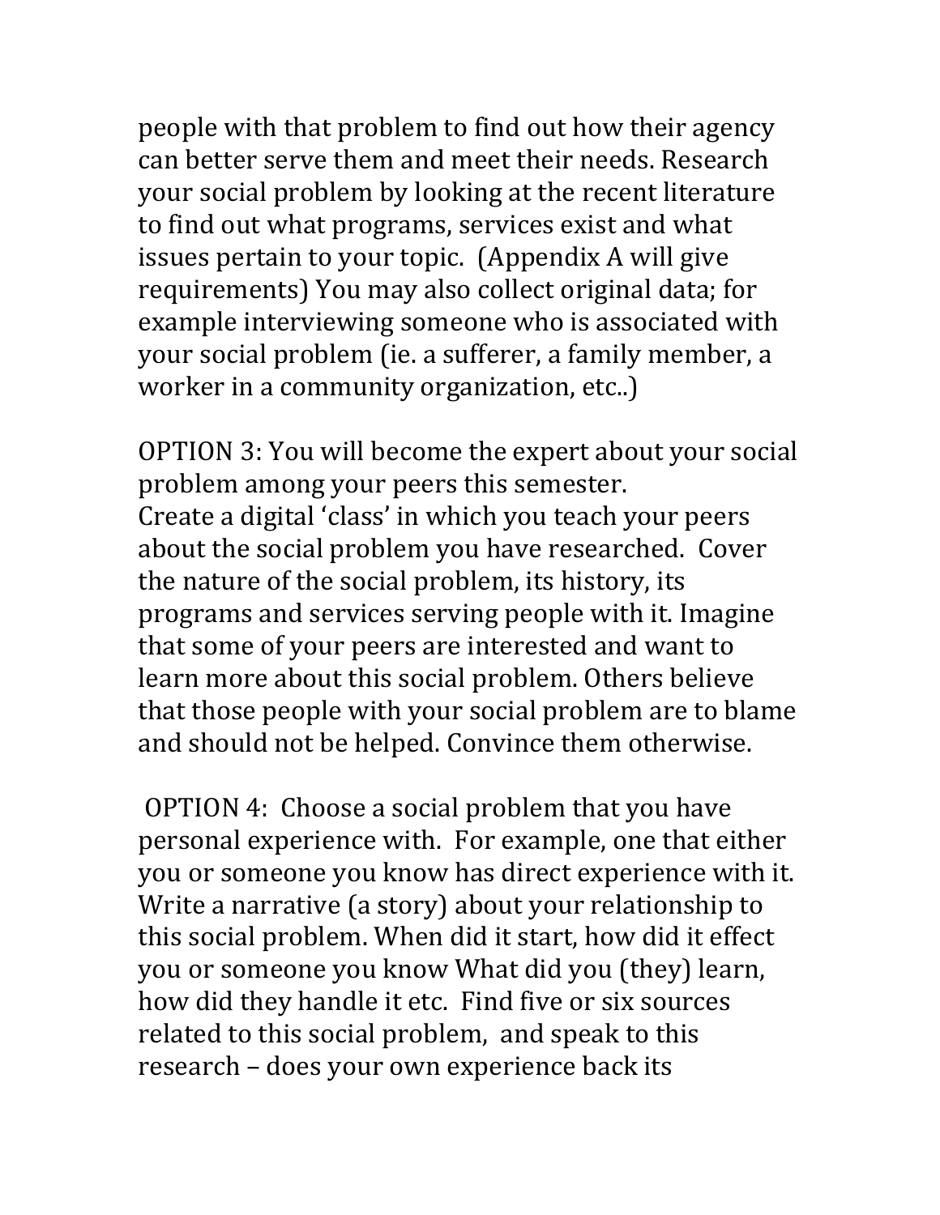people with that problem to find out how their agency can better serve them and meet their needs. Research your social problem by looking at the recent literature to find out what programs, services exist and what issues pertain to your topic. (Appendix A will give requirements) You may also collect original data; for example interviewing someone who is associated with your social problem (ie. a sufferer, a family member, a worker in a community organization, etc..)

OPTION 3: You will become the expert about your social problem among your peers this semester.
Create a digital 'class' in which you teach your peers about the social problem you have researched. Cover the nature of the social problem, its history, its programs and services serving people with it. Imagine that some of your peers are interested and want to learn more about this social problem. Others believe that those people with your social problem are to blame and should not be helped. Convince them otherwise.

OPTION 4: Choose a social problem that you have personal experience with. For example, one that either you or someone you know has direct experience with it. Write a narrative (a story) about your relationship to this social problem. When did it start, how did it effect you or someone you know What did you (they) learn, how did they handle it etc. Find five or six sources related to this social problem, and speak to this research – does your own experience back its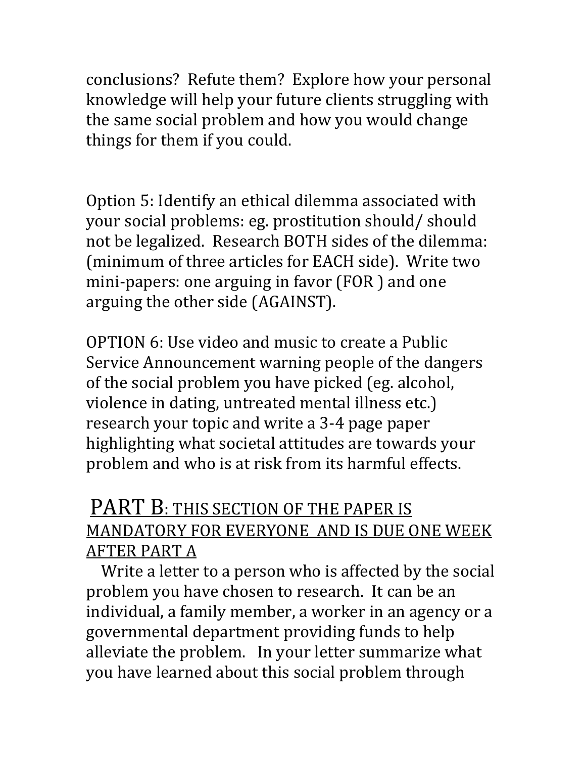conclusions? Refute them? Explore how your personal knowledge will help your future clients struggling with the same social problem and how you would change things for them if you could.

Option 5: Identify an ethical dilemma associated with your social problems: eg. prostitution should/ should not be legalized. Research BOTH sides of the dilemma: (minimum of three articles for EACH side). Write two mini-papers: one arguing in favor (FOR ) and one arguing the other side (AGAINST).

OPTION 6: Use video and music to create a Public Service Announcement warning people of the dangers of the social problem you have picked (eg. alcohol, violence in dating, untreated mental illness etc.) research your topic and write a 3-4 page paper highlighting what societal attitudes are towards your problem and who is at risk from its harmful effects.

## PART B: THIS SECTION OF THE PAPER IS MANDATORY FOR EVERYONE AND IS DUE ONE WEEK AFTER PART A

Write a letter to a person who is affected by the social problem you have chosen to research. It can be an individual, a family member, a worker in an agency or a governmental department providing funds to help alleviate the problem. In your letter summarize what you have learned about this social problem through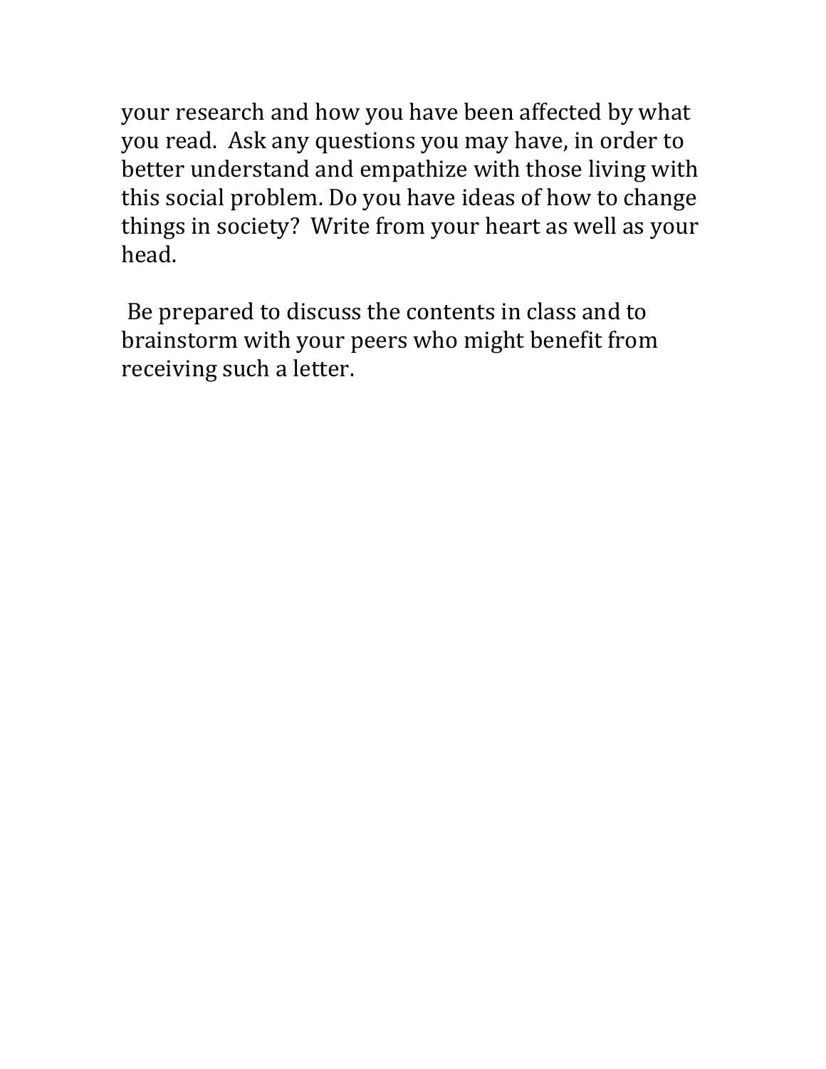your research and how you have been affected by what you read. Ask any questions you may have, in order to better understand and empathize with those living with this social problem. Do you have ideas of how to change things in society? Write from your heart as well as your head.

Be prepared to discuss the contents in class and to brainstorm with your peers who might benefit from receiving such a letter.